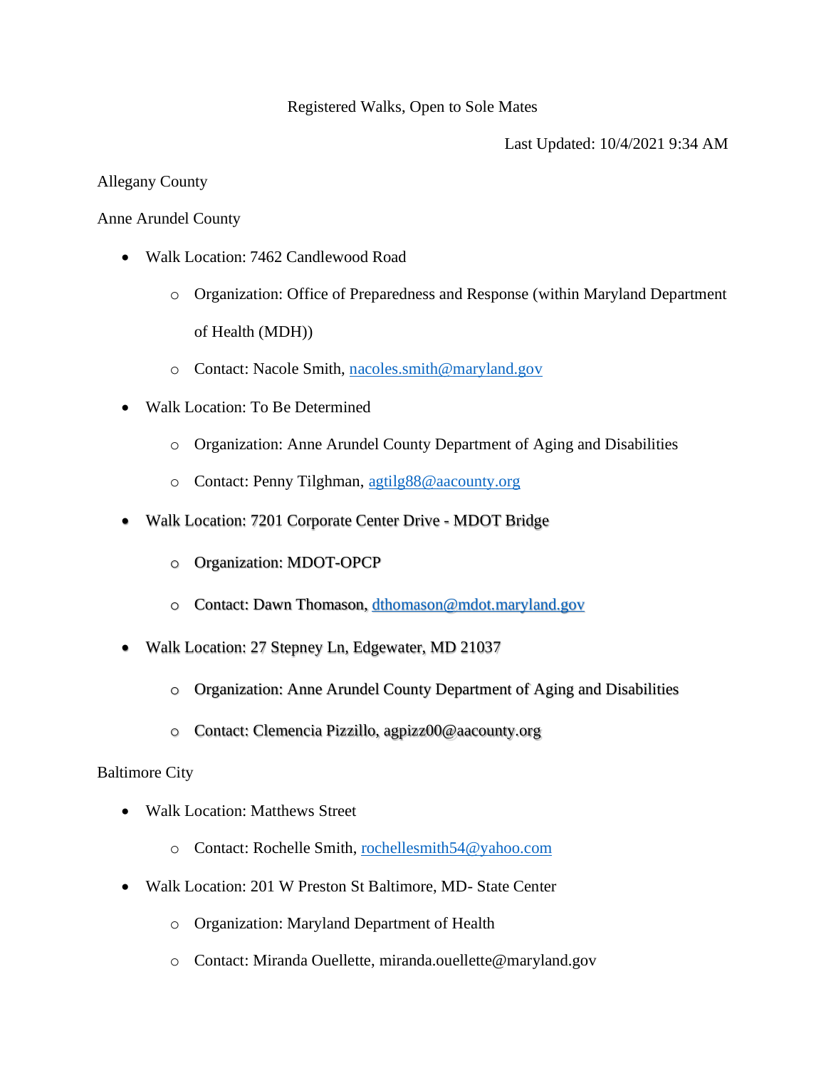# Registered Walks, Open to Sole Mates

Last Updated: 10/4/2021 9:34 AM

## Allegany County

## Anne Arundel County

- Walk Location: 7462 Candlewood Road
  - Organization: Office of Preparedness and Response (within Maryland Department of Health (MDH))
  - Contact: Nacole Smith, nacoles.smith@maryland.gov
- Walk Location: To Be Determined
  - Organization: Anne Arundel County Department of Aging and Disabilities
  - Contact: Penny Tilghman, agtilg88@aacounty.org
- Walk Location: 7201 Corporate Center Drive - MDOT Bridge
  - Organization: MDOT-OPCP
  - Contact: Dawn Thomason, dthomason@mdot.maryland.gov
- Walk Location: 27 Stepney Ln, Edgewater, MD 21037
  - Organization: Anne Arundel County Department of Aging and Disabilities
  - Contact: Clemencia Pizzillo, agpizz00@aacounty.org

## Baltimore City

- Walk Location: Matthews Street
  - Contact: Rochelle Smith, rochellesmith54@yahoo.com
- Walk Location: 201 W Preston St Baltimore, MD- State Center
  - Organization: Maryland Department of Health
  - Contact: Miranda Ouellette, miranda.ouellette@maryland.gov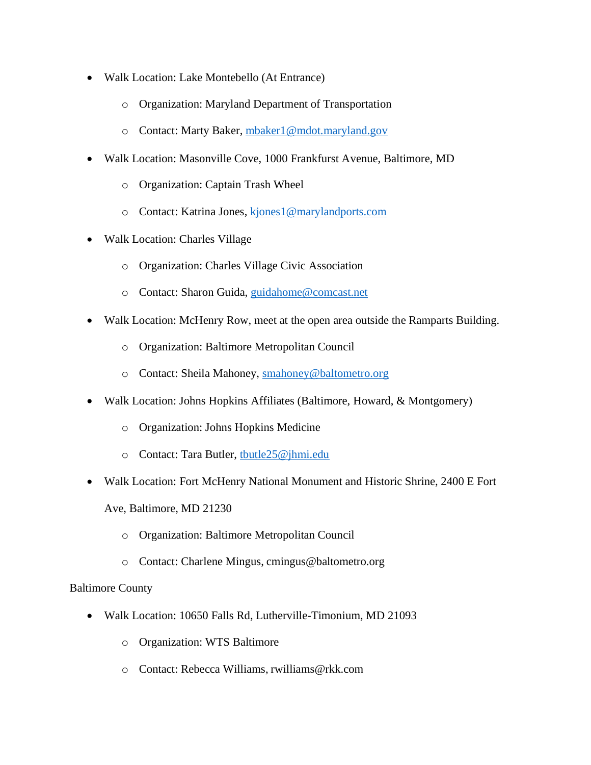- Walk Location: Lake Montebello (At Entrance)
  - Organization: Maryland Department of Transportation
  - Contact: Marty Baker, mbaker1@mdot.maryland.gov
- Walk Location: Masonville Cove, 1000 Frankfurst Avenue, Baltimore, MD
  - Organization: Captain Trash Wheel
  - Contact: Katrina Jones, kjones1@marylandports.com
- Walk Location: Charles Village
  - Organization: Charles Village Civic Association
  - Contact: Sharon Guida, guidahome@comcast.net
- Walk Location: McHenry Row, meet at the open area outside the Ramparts Building.
  - Organization: Baltimore Metropolitan Council
  - Contact: Sheila Mahoney, smahoney@baltometro.org
- Walk Location: Johns Hopkins Affiliates (Baltimore, Howard, & Montgomery)
  - Organization: Johns Hopkins Medicine
  - Contact: Tara Butler, tbutle25@jhmi.edu
- Walk Location: Fort McHenry National Monument and Historic Shrine, 2400 E Fort Ave, Baltimore, MD 21230
  - Organization: Baltimore Metropolitan Council
  - Contact: Charlene Mingus, cmingus@baltometro.org

Baltimore County

- Walk Location: 10650 Falls Rd, Lutherville-Timonium, MD 21093
  - Organization: WTS Baltimore
  - Contact: Rebecca Williams, rwilliams@rkk.com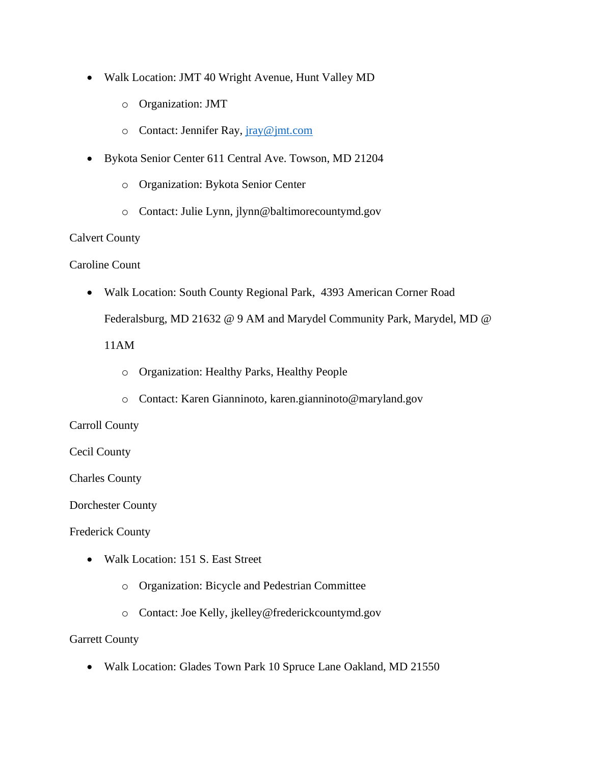- Walk Location: JMT 40 Wright Avenue, Hunt Valley MD
  - Organization: JMT
  - Contact: Jennifer Ray, jray@jmt.com
- Bykota Senior Center 611 Central Ave. Towson, MD 21204
  - Organization: Bykota Senior Center
  - Contact: Julie Lynn, jlynn@baltimorecountymd.gov

Calvert County

Caroline Count

- Walk Location: South County Regional Park, 4393 American Corner Road Federalsburg, MD 21632 @ 9 AM and Marydel Community Park, Marydel, MD @ 11AM
  - Organization: Healthy Parks, Healthy People
  - Contact: Karen Gianninoto, karen.gianninoto@maryland.gov

Carroll County

Cecil County

Charles County

Dorchester County

Frederick County

- Walk Location: 151 S. East Street
  - Organization: Bicycle and Pedestrian Committee
  - Contact: Joe Kelly, jkelley@frederickcountymd.gov

Garrett County

- Walk Location: Glades Town Park 10 Spruce Lane Oakland, MD 21550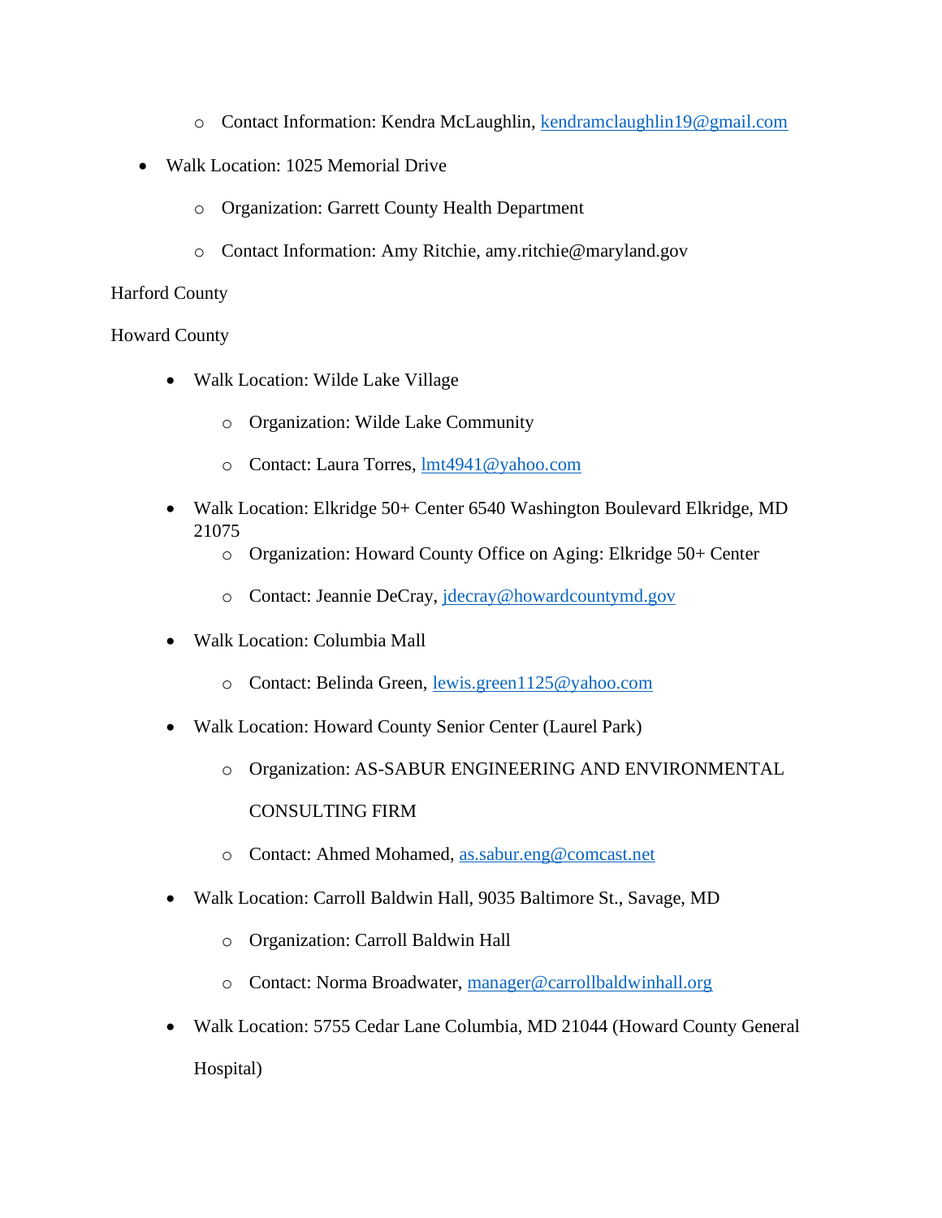- Contact Information: Kendra McLaughlin, [kendramclaughlin19@gmail.com](mailto:kendramclaughlin19@gmail.com)
- Walk Location: 1025 Memorial Drive
  - Organization: Garrett County Health Department
  - Contact Information: Amy Ritchie, amy.ritchie@maryland.gov

Harford County

Howard County

- Walk Location: Wilde Lake Village
  - Organization: Wilde Lake Community
  - Contact: Laura Torres, [lmt4941@yahoo.com](mailto:lmt4941@yahoo.com)
- Walk Location: Elkridge 50+ Center 6540 Washington Boulevard Elkridge, MD 21075
  - Organization: Howard County Office on Aging: Elkridge 50+ Center
  - Contact: Jeannie DeCray, [jdecray@howardcountymd.gov](mailto:jdecray@howardcountymd.gov)
- Walk Location: Columbia Mall
  - Contact: Belinda Green, [lewis.green1125@yahoo.com](mailto:lewis.green1125@yahoo.com)
- Walk Location: Howard County Senior Center (Laurel Park)
  - Organization: AS-SABUR ENGINEERING AND ENVIRONMENTAL CONSULTING FIRM
  - Contact: Ahmed Mohamed, [as.sabur.eng@comcast.net](mailto:as.sabur.eng@comcast.net)
- Walk Location: Carroll Baldwin Hall, 9035 Baltimore St., Savage, MD
  - Organization: Carroll Baldwin Hall
  - Contact: Norma Broadwater, [manager@carrollbaldwinhall.org](mailto:manager@carrollbaldwinhall.org)
- Walk Location: 5755 Cedar Lane Columbia, MD 21044 (Howard County General Hospital)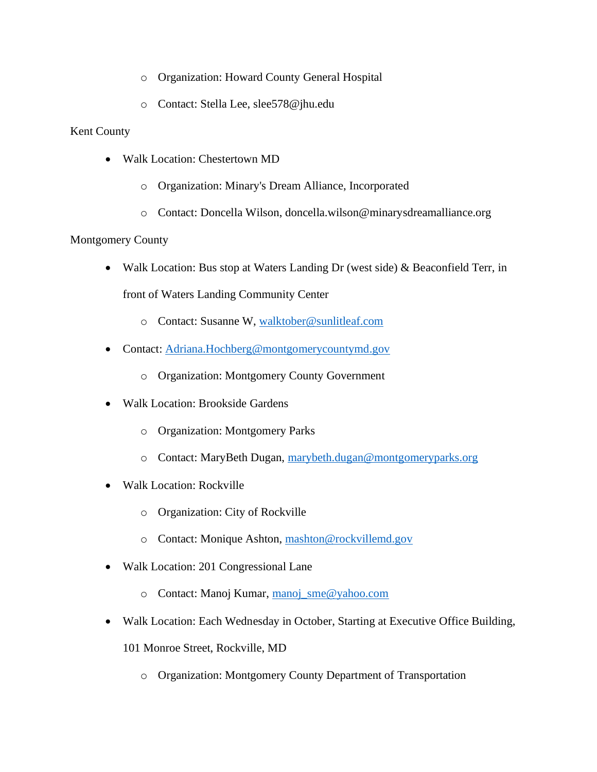- Organization: Howard County General Hospital
  - Contact: Stella Lee, slee578@jhu.edu

Kent County

- Walk Location: Chestertown MD
  - Organization: Minary's Dream Alliance, Incorporated
  - Contact: Doncella Wilson, doncella.wilson@minarysdreamalliance.org

Montgomery County

- Walk Location: Bus stop at Waters Landing Dr (west side) & Beaconfield Terr, in front of Waters Landing Community Center
  - Contact: Susanne W, walktober@sunlitleaf.com
- Contact: Adriana.Hochberg@montgomerycountymd.gov
  - Organization: Montgomery County Government
- Walk Location: Brookside Gardens
  - Organization: Montgomery Parks
  - Contact: MaryBeth Dugan, marybeth.dugan@montgomeryparks.org
- Walk Location: Rockville
  - Organization: City of Rockville
  - Contact: Monique Ashton, mashton@rockvillemd.gov
- Walk Location: 201 Congressional Lane
  - Contact: Manoj Kumar, manoj_sme@yahoo.com
- Walk Location: Each Wednesday in October, Starting at Executive Office Building, 101 Monroe Street, Rockville, MD
  - Organization: Montgomery County Department of Transportation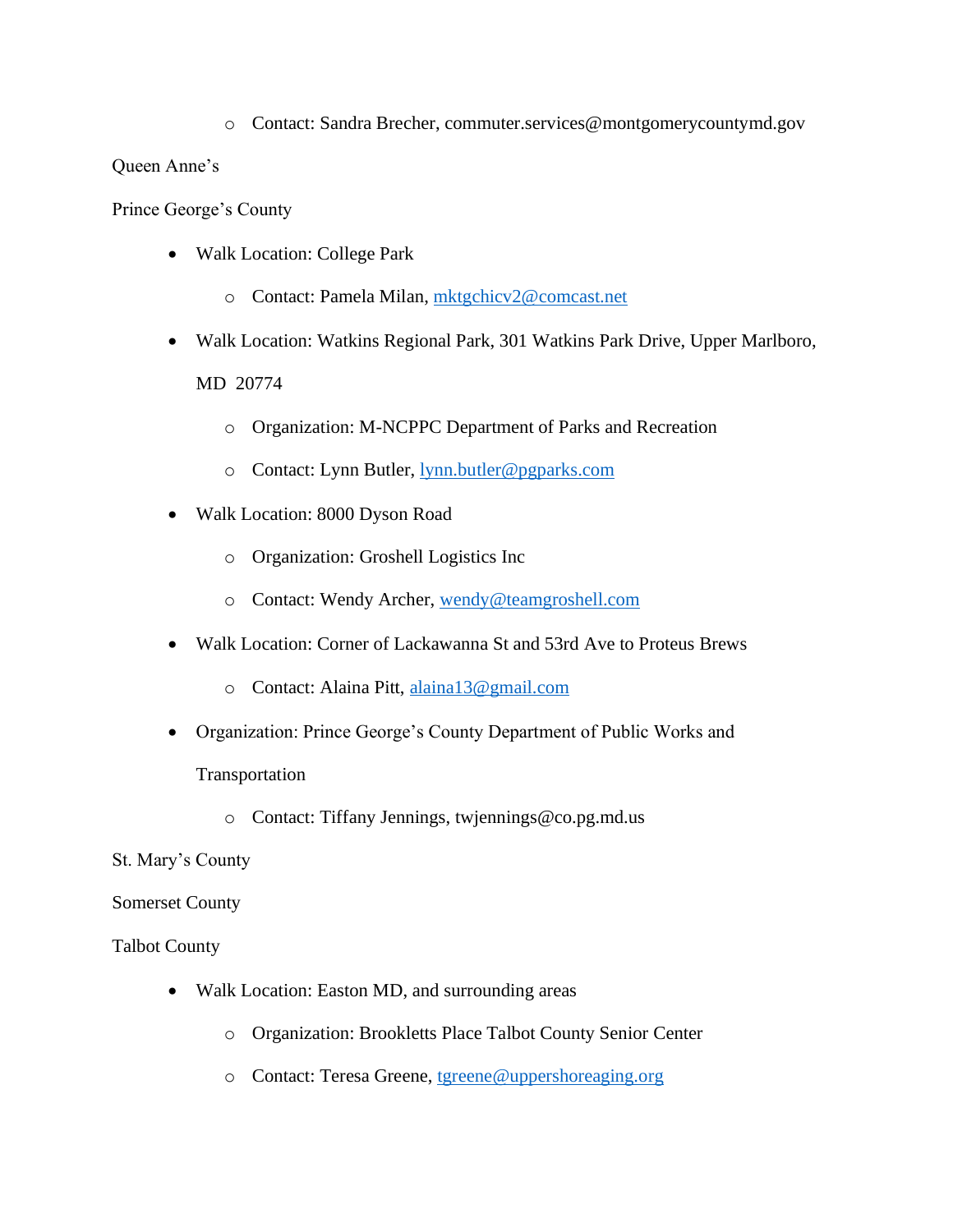- Contact: Sandra Brecher, commuter.services@montgomerycountymd.gov

Queen Anne's

Prince George's County

- Walk Location: College Park
    - Contact: Pamela Milan, mktgchicv2@comcast.net
- Walk Location: Watkins Regional Park, 301 Watkins Park Drive, Upper Marlboro, MD 20774
    - Organization: M-NCPPC Department of Parks and Recreation
    - Contact: Lynn Butler, lynn.butler@pgparks.com
- Walk Location: 8000 Dyson Road
    - Organization: Groshell Logistics Inc
    - Contact: Wendy Archer, wendy@teamgroshell.com
- Walk Location: Corner of Lackawanna St and 53rd Ave to Proteus Brews
    - Contact: Alaina Pitt, alaina13@gmail.com
- Organization: Prince George's County Department of Public Works and Transportation
    - Contact: Tiffany Jennings, twjennings@co.pg.md.us

St. Mary's County

Somerset County

Talbot County

- Walk Location: Easton MD, and surrounding areas
    - Organization: Brookletts Place Talbot County Senior Center
    - Contact: Teresa Greene, tgreene@uppershoreaging.org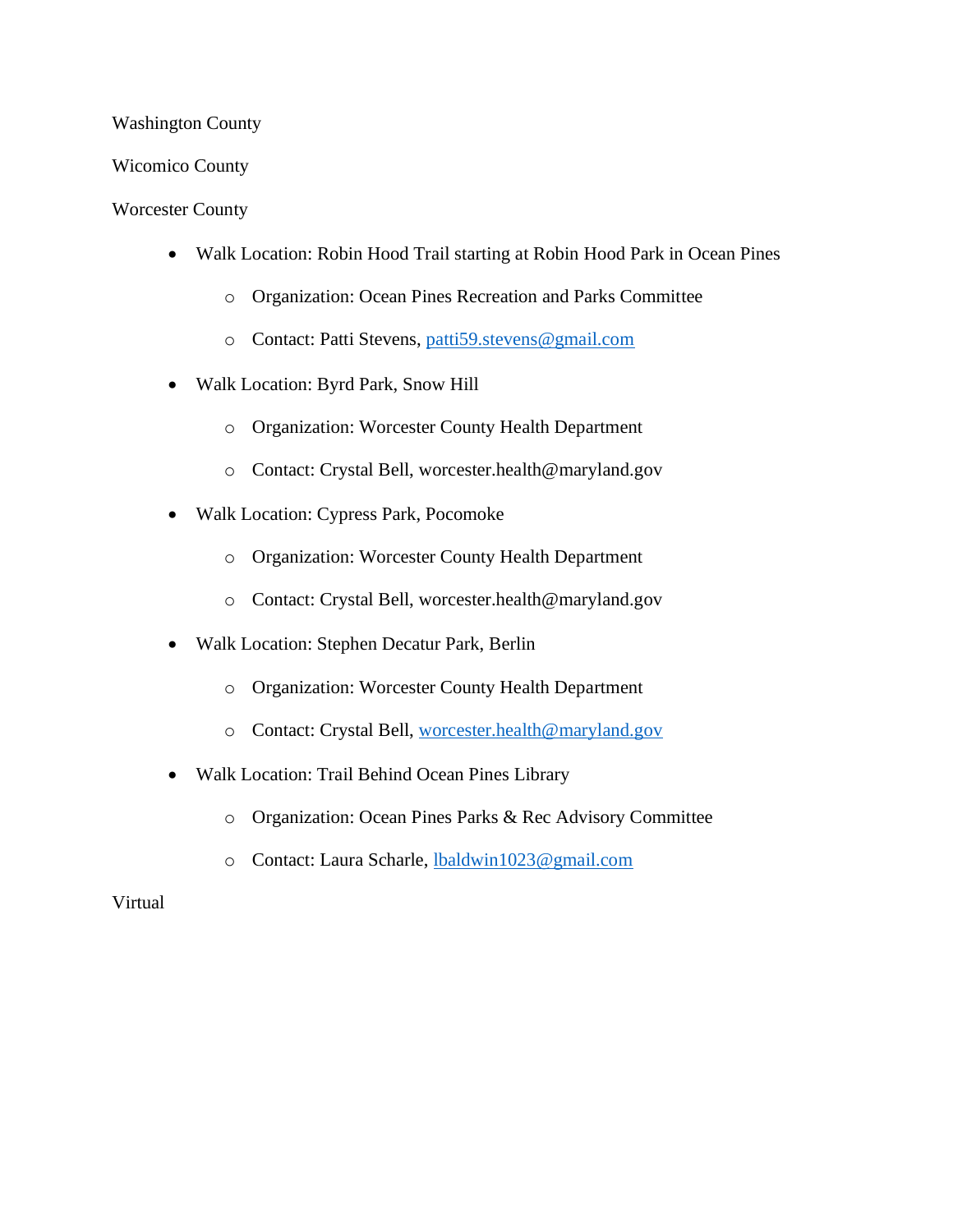Washington County

Wicomico County

Worcester County

- Walk Location: Robin Hood Trail starting at Robin Hood Park in Ocean Pines
    - Organization: Ocean Pines Recreation and Parks Committee
    - Contact: Patti Stevens, patti59.stevens@gmail.com
- Walk Location: Byrd Park, Snow Hill
    - Organization: Worcester County Health Department
    - Contact: Crystal Bell, worcester.health@maryland.gov
- Walk Location: Cypress Park, Pocomoke
    - Organization: Worcester County Health Department
    - Contact: Crystal Bell, worcester.health@maryland.gov
- Walk Location: Stephen Decatur Park, Berlin
    - Organization: Worcester County Health Department
    - Contact: Crystal Bell, worcester.health@maryland.gov
- Walk Location: Trail Behind Ocean Pines Library
    - Organization: Ocean Pines Parks & Rec Advisory Committee
    - Contact: Laura Scharle, lbaldwin1023@gmail.com

Virtual